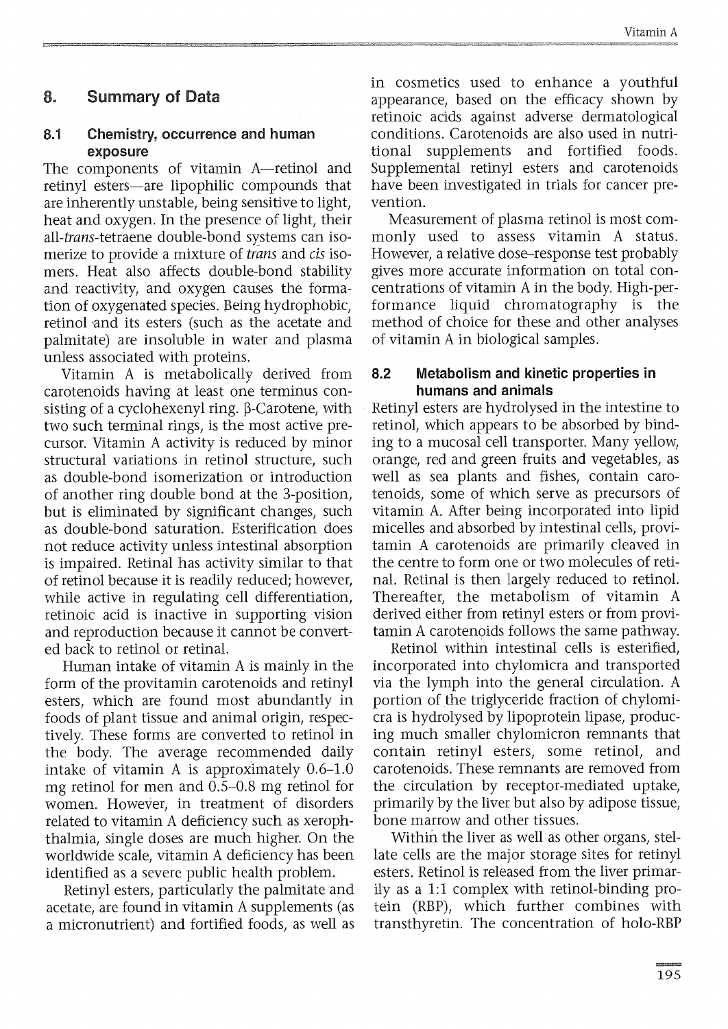## 8. Summary of Data

### 8.1 Chemistry, occurrence and human exposure

The components of vitamin A—retinol and retinyl esters—are lipophilic compounds that are inherently unstable, being sensitive to light, heat and oxygen. In the presence of light, their all-*trans*-tetraene double-bond systems can isomerize to provide a mixture of *trans* and *cis* isomers. Heat also affects double-bond stability and reactivity, and oxygen causes the formation of oxygenated species. Being hydrophobic, retinol and its esters (such as the acetate and palmitate) are insoluble in water and plasma unless associated with proteins.

Vitamin A is metabolically derived from carotenoids having at least one terminus consisting of a cyclohexenyl ring. β-Carotene, with two such terminal rings, is the most active precursor. Vitamin A activity is reduced by minor structural variations in retinol structure, such as double-bond isomerization or introduction of another ring double bond at the 3-position, but is eliminated by significant changes, such as double-bond saturation. Esterification does not reduce activity unless intestinal absorption is impaired. Retinal has activity similar to that of retinol because it is readily reduced; however, while active in regulating cell differentiation, retinoic acid is inactive in supporting vision and reproduction because it cannot be converted back to retinol or retinal.

Human intake of vitamin A is mainly in the form of the provitamin carotenoids and retinyl esters, which are found most abundantly in foods of plant tissue and animal origin, respectively. These forms are converted to retinol in the body. The average recommended daily intake of vitamin A is approximately 0.6–1.0 mg retinol for men and 0.5–0.8 mg retinol for women. However, in treatment of disorders related to vitamin A deficiency such as xerophthalmia, single doses are much higher. On the worldwide scale, vitamin A deficiency has been identified as a severe public health problem.

Retinyl esters, particularly the palmitate and acetate, are found in vitamin A supplements (as a micronutrient) and fortified foods, as well as in cosmetics used to enhance a youthful appearance, based on the efficacy shown by retinoic acids against adverse dermatological conditions. Carotenoids are also used in nutritional supplements and fortified foods. Supplemental retinyl esters and carotenoids have been investigated in trials for cancer prevention.

Measurement of plasma retinol is most commonly used to assess vitamin A status. However, a relative dose–response test probably gives more accurate information on total concentrations of vitamin A in the body. High-performance liquid chromatography is the method of choice for these and other analyses of vitamin A in biological samples.

### 8.2 Metabolism and kinetic properties in humans and animals

Retinyl esters are hydrolysed in the intestine to retinol, which appears to be absorbed by binding to a mucosal cell transporter. Many yellow, orange, red and green fruits and vegetables, as well as sea plants and fishes, contain carotenoids, some of which serve as precursors of vitamin A. After being incorporated into lipid micelles and absorbed by intestinal cells, provitamin A carotenoids are primarily cleaved in the centre to form one or two molecules of retinal. Retinal is then largely reduced to retinol. Thereafter, the metabolism of vitamin A derived either from retinyl esters or from provitamin A carotenoids follows the same pathway.

Retinol within intestinal cells is esterified, incorporated into chylomicra and transported via the lymph into the general circulation. A portion of the triglyceride fraction of chylomicra is hydrolysed by lipoprotein lipase, producing much smaller chylomicron remnants that contain retinyl esters, some retinol, and carotenoids. These remnants are removed from the circulation by receptor-mediated uptake, primarily by the liver but also by adipose tissue, bone marrow and other tissues.

Within the liver as well as other organs, stellate cells are the major storage sites for retinyl esters. Retinol is released from the liver primarily as a 1:1 complex with retinol-binding protein (RBP), which further combines with transthyretin. The concentration of holo-RBP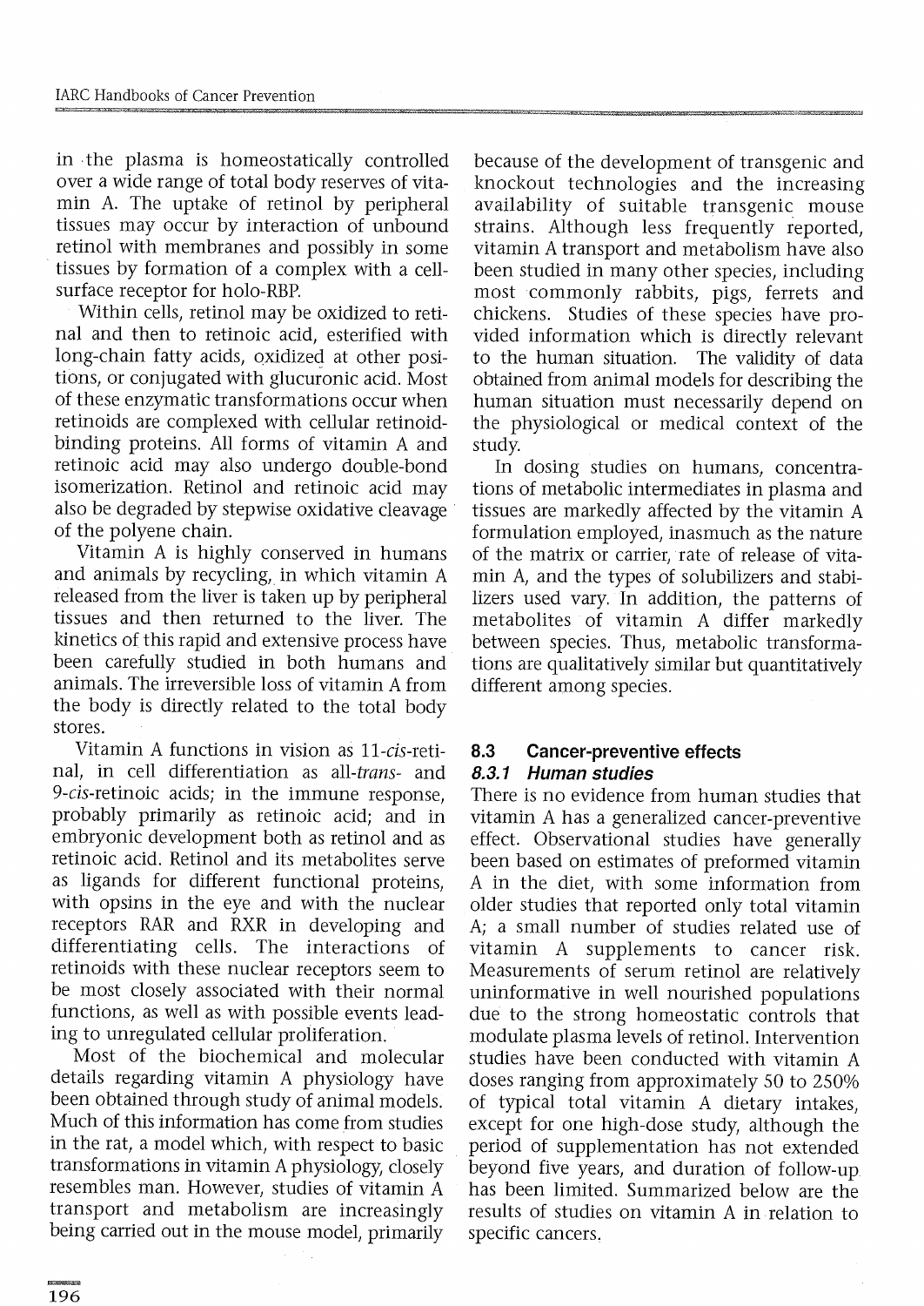in the plasma is homeostatically controlled over a wide range of total body reserves of vitamin A. The uptake of retinol by peripheral tissues may occur by interaction of unbound retinol with membranes and possibly in some tissues by formation of a complex with a cell-surface receptor for holo-RBP.

Within cells, retinol may be oxidized to retinal and then to retinoic acid, esterified with long-chain fatty acids, oxidized at other positions, or conjugated with glucuronic acid. Most of these enzymatic transformations occur when retinoids are complexed with cellular retinoid-binding proteins. All forms of vitamin A and retinoic acid may also undergo double-bond isomerization. Retinol and retinoic acid may also be degraded by stepwise oxidative cleavage of the polyene chain.

Vitamin A is highly conserved in humans and animals by recycling, in which vitamin A released from the liver is taken up by peripheral tissues and then returned to the liver. The kinetics of this rapid and extensive process have been carefully studied in both humans and animals. The irreversible loss of vitamin A from the body is directly related to the total body stores.

Vitamin A functions in vision as 11-*cis*-retinal, in cell differentiation as all-*trans*- and 9-*cis*-retinoic acids; in the immune response, probably primarily as retinoic acid; and in embryonic development both as retinol and as retinoic acid. Retinol and its metabolites serve as ligands for different functional proteins, with opsins in the eye and with the nuclear receptors RAR and RXR in developing and differentiating cells. The interactions of retinoids with these nuclear receptors seem to be most closely associated with their normal functions, as well as with possible events leading to unregulated cellular proliferation.

Most of the biochemical and molecular details regarding vitamin A physiology have been obtained through study of animal models. Much of this information has come from studies in the rat, a model which, with respect to basic transformations in vitamin A physiology, closely resembles man. However, studies of vitamin A transport and metabolism are increasingly being carried out in the mouse model, primarily because of the development of transgenic and knockout technologies and the increasing availability of suitable transgenic mouse strains. Although less frequently reported, vitamin A transport and metabolism have also been studied in many other species, including most commonly rabbits, pigs, ferrets and chickens. Studies of these species have provided information which is directly relevant to the human situation. The validity of data obtained from animal models for describing the human situation must necessarily depend on the physiological or medical context of the study.

In dosing studies on humans, concentrations of metabolic intermediates in plasma and tissues are markedly affected by the vitamin A formulation employed, inasmuch as the nature of the matrix or carrier, rate of release of vitamin A, and the types of solubilizers and stabilizers used vary. In addition, the patterns of metabolites of vitamin A differ markedly between species. Thus, metabolic transformations are qualitatively similar but quantitatively different among species.

## 8.3 Cancer-preventive effects

### 8.3.1 Human studies

There is no evidence from human studies that vitamin A has a generalized cancer-preventive effect. Observational studies have generally been based on estimates of preformed vitamin A in the diet, with some information from older studies that reported only total vitamin A; a small number of studies related use of vitamin A supplements to cancer risk. Measurements of serum retinol are relatively uninformative in well nourished populations due to the strong homeostatic controls that modulate plasma levels of retinol. Intervention studies have been conducted with vitamin A doses ranging from approximately 50 to 250% of typical total vitamin A dietary intakes, except for one high-dose study, although the period of supplementation has not extended beyond five years, and duration of follow-up has been limited. Summarized below are the results of studies on vitamin A in relation to specific cancers.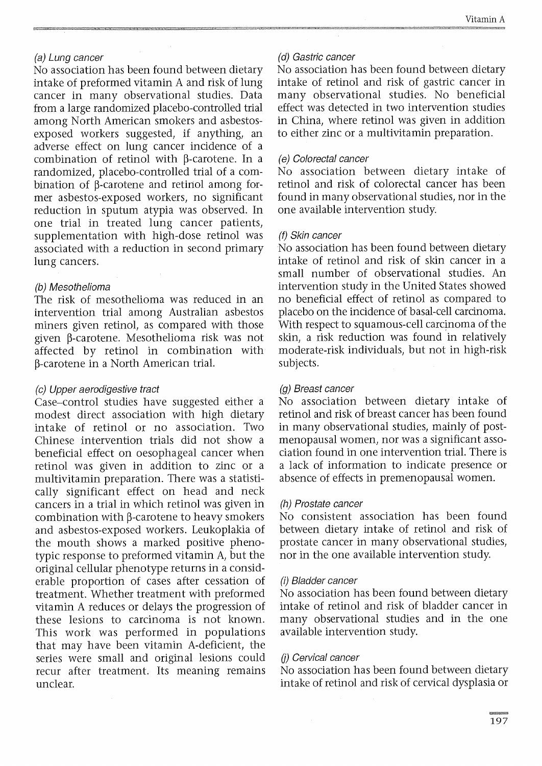*(a) Lung cancer*

No association has been found between dietary intake of preformed vitamin A and risk of lung cancer in many observational studies. Data from a large randomized placebo-controlled trial among North American smokers and asbestos-exposed workers suggested, if anything, an adverse effect on lung cancer incidence of a combination of retinol with β-carotene. In a randomized, placebo-controlled trial of a combination of β-carotene and retinol among former asbestos-exposed workers, no significant reduction in sputum atypia was observed. In one trial in treated lung cancer patients, supplementation with high-dose retinol was associated with a reduction in second primary lung cancers.

*(b) Mesothelioma*

The risk of mesothelioma was reduced in an intervention trial among Australian asbestos miners given retinol, as compared with those given β-carotene. Mesothelioma risk was not affected by retinol in combination with β-carotene in a North American trial.

*(c) Upper aerodigestive tract*

Case–control studies have suggested either a modest direct association with high dietary intake of retinol or no association. Two Chinese intervention trials did not show a beneficial effect on oesophageal cancer when retinol was given in addition to zinc or a multivitamin preparation. There was a statistically significant effect on head and neck cancers in a trial in which retinol was given in combination with β-carotene to heavy smokers and asbestos-exposed workers. Leukoplakia of the mouth shows a marked positive phenotypic response to preformed vitamin A, but the original cellular phenotype returns in a considerable proportion of cases after cessation of treatment. Whether treatment with preformed vitamin A reduces or delays the progression of these lesions to carcinoma is not known. This work was performed in populations that may have been vitamin A-deficient, the series were small and original lesions could recur after treatment. Its meaning remains unclear.

*(d) Gastric cancer*

No association has been found between dietary intake of retinol and risk of gastric cancer in many observational studies. No beneficial effect was detected in two intervention studies in China, where retinol was given in addition to either zinc or a multivitamin preparation.

*(e) Colorectal cancer*

No association between dietary intake of retinol and risk of colorectal cancer has been found in many observational studies, nor in the one available intervention study.

*(f) Skin cancer*

No association has been found between dietary intake of retinol and risk of skin cancer in a small number of observational studies. An intervention study in the United States showed no beneficial effect of retinol as compared to placebo on the incidence of basal-cell carcinoma. With respect to squamous-cell carcinoma of the skin, a risk reduction was found in relatively moderate-risk individuals, but not in high-risk subjects.

*(g) Breast cancer*

No association between dietary intake of retinol and risk of breast cancer has been found in many observational studies, mainly of postmenopausal women, nor was a significant association found in one intervention trial. There is a lack of information to indicate presence or absence of effects in premenopausal women.

*(h) Prostate cancer*

No consistent association has been found between dietary intake of retinol and risk of prostate cancer in many observational studies, nor in the one available intervention study.

*(i) Bladder cancer*

No association has been found between dietary intake of retinol and risk of bladder cancer in many observational studies and in the one available intervention study.

*(j) Cervical cancer*

No association has been found between dietary intake of retinol and risk of cervical dysplasia or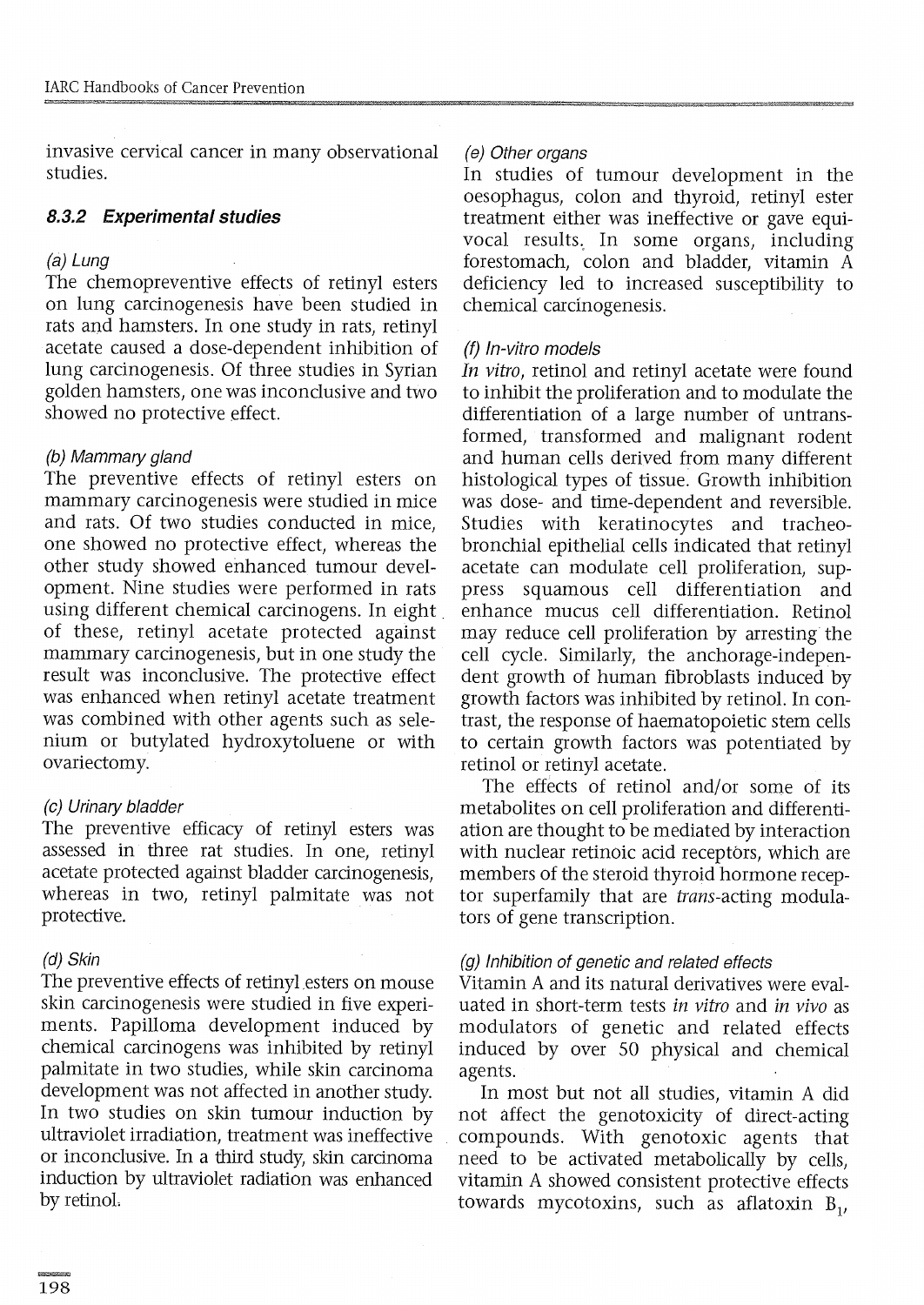invasive cervical cancer in many observational studies.

### 8.3.2 Experimental studies

*(a) Lung*

The chemopreventive effects of retinyl esters on lung carcinogenesis have been studied in rats and hamsters. In one study in rats, retinyl acetate caused a dose-dependent inhibition of lung carcinogenesis. Of three studies in Syrian golden hamsters, one was inconclusive and two showed no protective effect.

*(b) Mammary gland*

The preventive effects of retinyl esters on mammary carcinogenesis were studied in mice and rats. Of two studies conducted in mice, one showed no protective effect, whereas the other study showed enhanced tumour development. Nine studies were performed in rats using different chemical carcinogens. In eight of these, retinyl acetate protected against mammary carcinogenesis, but in one study the result was inconclusive. The protective effect was enhanced when retinyl acetate treatment was combined with other agents such as selenium or butylated hydroxytoluene or with ovariectomy.

*(c) Urinary bladder*

The preventive efficacy of retinyl esters was assessed in three rat studies. In one, retinyl acetate protected against bladder carcinogenesis, whereas in two, retinyl palmitate was not protective.

*(d) Skin*

The preventive effects of retinyl esters on mouse skin carcinogenesis were studied in five experiments. Papilloma development induced by chemical carcinogens was inhibited by retinyl palmitate in two studies, while skin carcinoma development was not affected in another study. In two studies on skin tumour induction by ultraviolet irradiation, treatment was ineffective or inconclusive. In a third study, skin carcinoma induction by ultraviolet radiation was enhanced by retinol.

*(e) Other organs*

In studies of tumour development in the oesophagus, colon and thyroid, retinyl ester treatment either was ineffective or gave equivocal results. In some organs, including forestomach, colon and bladder, vitamin A deficiency led to increased susceptibility to chemical carcinogenesis.

*(f) In-vitro models*

*In vitro*, retinol and retinyl acetate were found to inhibit the proliferation and to modulate the differentiation of a large number of untransformed, transformed and malignant rodent and human cells derived from many different histological types of tissue. Growth inhibition was dose- and time-dependent and reversible. Studies with keratinocytes and tracheobronchial epithelial cells indicated that retinyl acetate can modulate cell proliferation, suppress squamous cell differentiation and enhance mucus cell differentiation. Retinol may reduce cell proliferation by arresting the cell cycle. Similarly, the anchorage-independent growth of human fibroblasts induced by growth factors was inhibited by retinol. In contrast, the response of haematopoietic stem cells to certain growth factors was potentiated by retinol or retinyl acetate.

The effects of retinol and/or some of its metabolites on cell proliferation and differentiation are thought to be mediated by interaction with nuclear retinoic acid receptors, which are members of the steroid thyroid hormone receptor superfamily that are *trans*-acting modulators of gene transcription.

*(g) Inhibition of genetic and related effects*

Vitamin A and its natural derivatives were evaluated in short-term tests *in vitro* and *in vivo* as modulators of genetic and related effects induced by over 50 physical and chemical agents.

In most but not all studies, vitamin A did not affect the genotoxicity of direct-acting compounds. With genotoxic agents that need to be activated metabolically by cells, vitamin A showed consistent protective effects towards mycotoxins, such as aflatoxin $B_1$,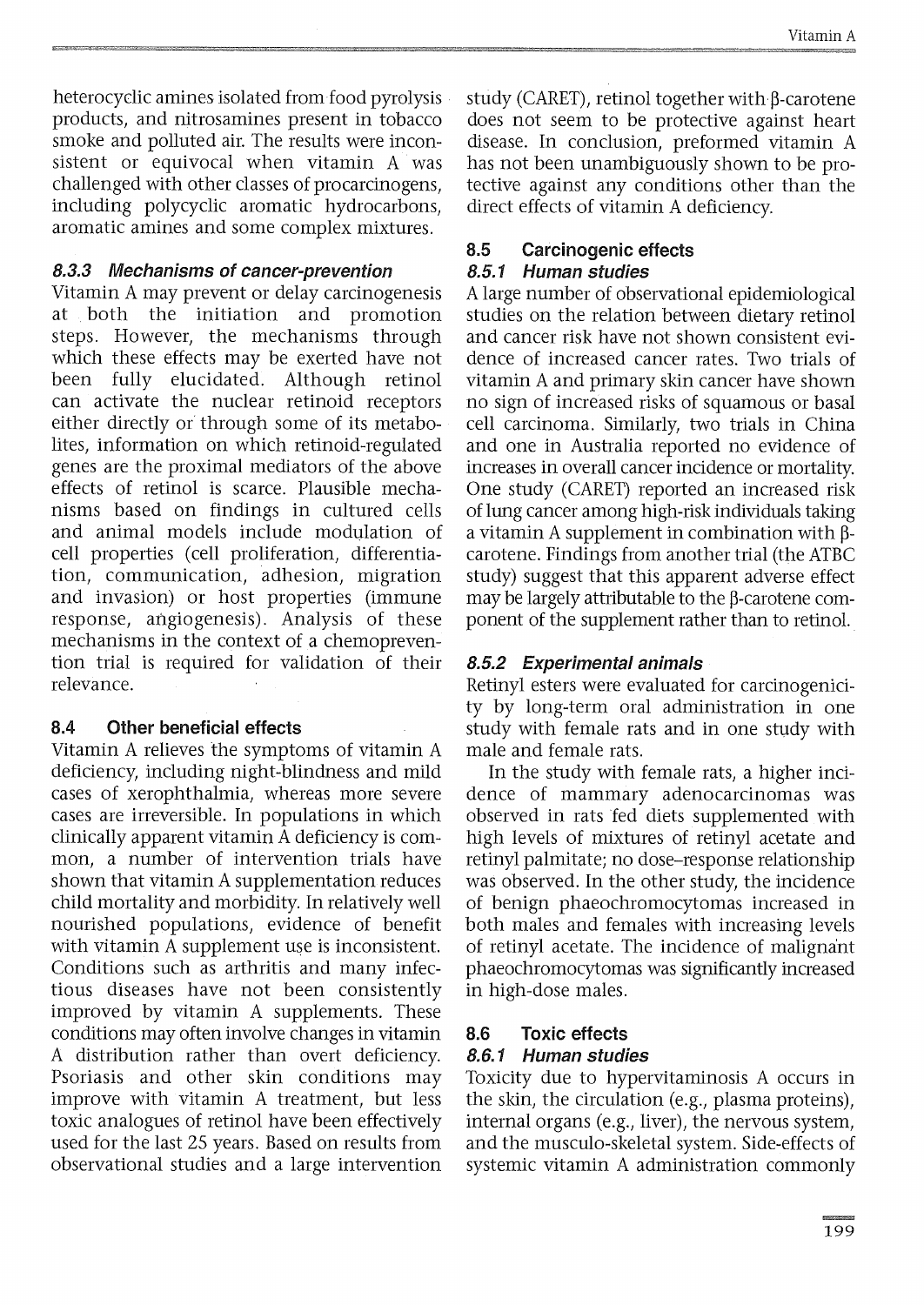heterocyclic amines isolated from food pyrolysis products, and nitrosamines present in tobacco smoke and polluted air. The results were inconsistent or equivocal when vitamin A was challenged with other classes of procarcinogens, including polycyclic aromatic hydrocarbons, aromatic amines and some complex mixtures.

### *8.3.3 Mechanisms of cancer-prevention*

Vitamin A may prevent or delay carcinogenesis at both the initiation and promotion steps. However, the mechanisms through which these effects may be exerted have not been fully elucidated. Although retinol can activate the nuclear retinoid receptors either directly or through some of its metabolites, information on which retinoid-regulated genes are the proximal mediators of the above effects of retinol is scarce. Plausible mechanisms based on findings in cultured cells and animal models include modulation of cell properties (cell proliferation, differentiation, communication, adhesion, migration and invasion) or host properties (immune response, angiogenesis). Analysis of these mechanisms in the context of a chemoprevention trial is required for validation of their relevance.

## 8.4 Other beneficial effects

Vitamin A relieves the symptoms of vitamin A deficiency, including night-blindness and mild cases of xerophthalmia, whereas more severe cases are irreversible. In populations in which clinically apparent vitamin A deficiency is common, a number of intervention trials have shown that vitamin A supplementation reduces child mortality and morbidity. In relatively well nourished populations, evidence of benefit with vitamin A supplement use is inconsistent. Conditions such as arthritis and many infectious diseases have not been consistently improved by vitamin A supplements. These conditions may often involve changes in vitamin A distribution rather than overt deficiency. Psoriasis and other skin conditions may improve with vitamin A treatment, but less toxic analogues of retinol have been effectively used for the last 25 years. Based on results from observational studies and a large intervention study (CARET), retinol together with β-carotene does not seem to be protective against heart disease. In conclusion, preformed vitamin A has not been unambiguously shown to be protective against any conditions other than the direct effects of vitamin A deficiency.

## 8.5 Carcinogenic effects

### *8.5.1 Human studies*

A large number of observational epidemiological studies on the relation between dietary retinol and cancer risk have not shown consistent evidence of increased cancer rates. Two trials of vitamin A and primary skin cancer have shown no sign of increased risks of squamous or basal cell carcinoma. Similarly, two trials in China and one in Australia reported no evidence of increases in overall cancer incidence or mortality. One study (CARET) reported an increased risk of lung cancer among high-risk individuals taking a vitamin A supplement in combination with β-carotene. Findings from another trial (the ATBC study) suggest that this apparent adverse effect may be largely attributable to the β-carotene component of the supplement rather than to retinol.

### *8.5.2 Experimental animals*

Retinyl esters were evaluated for carcinogenicity by long-term oral administration in one study with female rats and in one study with male and female rats.

In the study with female rats, a higher incidence of mammary adenocarcinomas was observed in rats fed diets supplemented with high levels of mixtures of retinyl acetate and retinyl palmitate; no dose–response relationship was observed. In the other study, the incidence of benign phaeochromocytomas increased in both males and females with increasing levels of retinyl acetate. The incidence of malignant phaeochromocytomas was significantly increased in high-dose males.

## 8.6 Toxic effects

### *8.6.1 Human studies*

Toxicity due to hypervitaminosis A occurs in the skin, the circulation (e.g., plasma proteins), internal organs (e.g., liver), the nervous system, and the musculo-skeletal system. Side-effects of systemic vitamin A administration commonly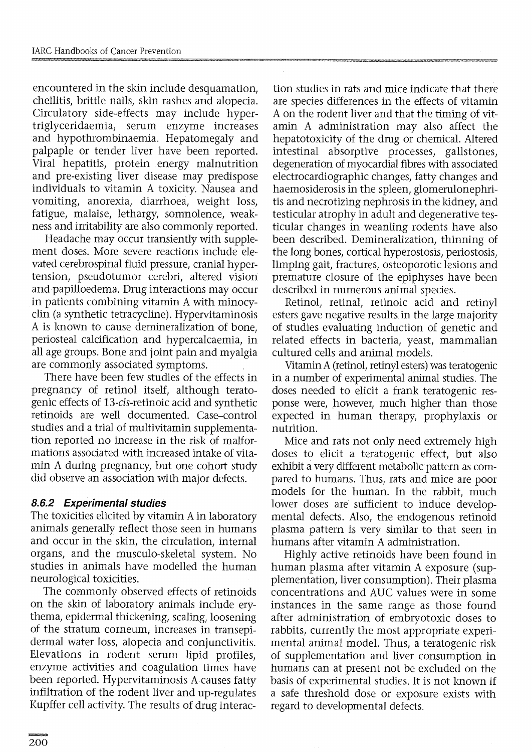encountered in the skin include desquamation, cheilitis, brittle nails, skin rashes and alopecia. Circulatory side-effects may include hypertriglyceridaemia, serum enzyme increases and hypothrombinaemia. Hepatomegaly and palpaple or tender liver have been reported. Viral hepatitis, protein energy malnutrition and pre-existing liver disease may predispose individuals to vitamin A toxicity. Nausea and vomiting, anorexia, diarrhoea, weight loss, fatigue, malaise, lethargy, somnolence, weakness and irritability are also commonly reported.

Headache may occur transiently with supplement doses. More severe reactions include elevated cerebrospinal fluid pressure, cranial hypertension, pseudotumor cerebri, altered vision and papilloedema. Drug interactions may occur in patients combining vitamin A with minocyclin (a synthetic tetracycline). Hypervitaminosis A is known to cause demineralization of bone, periosteal calcification and hypercalcaemia, in all age groups. Bone and joint pain and myalgia are commonly associated symptoms.

There have been few studies of the effects in pregnancy of retinol itself, although teratogenic effects of 13-*cis*-retinoic acid and synthetic retinoids are well documented. Case–control studies and a trial of multivitamin supplementation reported no increase in the risk of malformations associated with increased intake of vitamin A during pregnancy, but one cohort study did observe an association with major defects.

### *8.6.2 Experimental studies*

The toxicities elicited by vitamin A in laboratory animals generally reflect those seen in humans and occur in the skin, the circulation, internal organs, and the musculo-skeletal system. No studies in animals have modelled the human neurological toxicities.

The commonly observed effects of retinoids on the skin of laboratory animals include erythema, epidermal thickening, scaling, loosening of the stratum corneum, increases in transepidermal water loss, alopecia and conjunctivitis. Elevations in rodent serum lipid profiles, enzyme activities and coagulation times have been reported. Hypervitaminosis A causes fatty infiltration of the rodent liver and up-regulates Kupffer cell activity. The results of drug interaction studies in rats and mice indicate that there are species differences in the effects of vitamin A on the rodent liver and that the timing of vitamin A administration may also affect the hepatotoxicity of the drug or chemical. Altered intestinal absorptive processes, gallstones, degeneration of myocardial fibres with associated electrocardiographic changes, fatty changes and haemosiderosis in the spleen, glomerulonephritis and necrotizing nephrosis in the kidney, and testicular atrophy in adult and degenerative testicular changes in weanling rodents have also been described. Demineralization, thinning of the long bones, cortical hyperostosis, periostosis, limping gait, fractures, osteoporotic lesions and premature closure of the epiphyses have been described in numerous animal species.

Retinol, retinal, retinoic acid and retinyl esters gave negative results in the large majority of studies evaluating induction of genetic and related effects in bacteria, yeast, mammalian cultured cells and animal models.

Vitamin A (retinol, retinyl esters) was teratogenic in a number of experimental animal studies. The doses needed to elicit a frank teratogenic response were, however, much higher than those expected in human therapy, prophylaxis or nutrition.

Mice and rats not only need extremely high doses to elicit a teratogenic effect, but also exhibit a very different metabolic pattern as compared to humans. Thus, rats and mice are poor models for the human. In the rabbit, much lower doses are sufficient to induce developmental defects. Also, the endogenous retinoid plasma pattern is very similar to that seen in humans after vitamin A administration.

Highly active retinoids have been found in human plasma after vitamin A exposure (supplementation, liver consumption). Their plasma concentrations and AUC values were in some instances in the same range as those found after administration of embryotoxic doses to rabbits, currently the most appropriate experimental animal model. Thus, a teratogenic risk of supplementation and liver consumption in humans can at present not be excluded on the basis of experimental studies. It is not known if a safe threshold dose or exposure exists with regard to developmental defects.